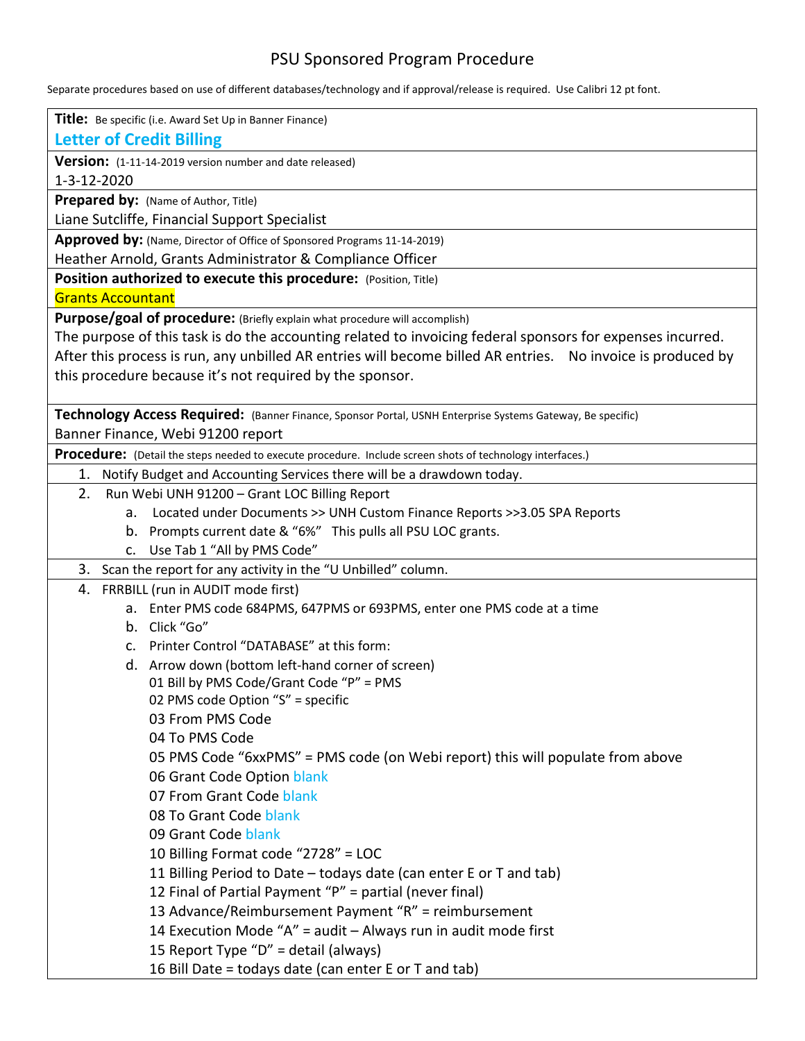# PSU Sponsored Program Procedure

Separate procedures based on use of different databases/technology and if approval/release is required. Use Calibri 12 pt font.

**Title:** Be specific (i.e. Award Set Up in Banner Finance)

**Letter of Credit Billing**

**Version:** (1-11-14-2019 version number and date released)

1-3-12-2020

**Prepared by:** (Name of Author, Title)

Liane Sutcliffe, Financial Support Specialist

**Approved by:** (Name, Director of Office of Sponsored Programs 11-14-2019)

Heather Arnold, Grants Administrator & Compliance Officer

**Position authorized to execute this procedure:** (Position, Title)

Grants Accountant

**Purpose/goal of procedure:** (Briefly explain what procedure will accomplish)

The purpose of this task is do the accounting related to invoicing federal sponsors for expenses incurred. After this process is run, any unbilled AR entries will become billed AR entries. No invoice is produced by this procedure because it's not required by the sponsor.

**Technology Access Required:** (Banner Finance, Sponsor Portal, USNH Enterprise Systems Gateway, Be specific)

Banner Finance, Webi 91200 report

**Procedure:** (Detail the steps needed to execute procedure. Include screen shots of technology interfaces.)

1. Notify Budget and Accounting Services there will be a drawdown today.
2. Run Webi UNH 91200 – Grant LOC Billing Report
   a. Located under Documents >> UNH Custom Finance Reports >>3.05 SPA Reports
   b. Prompts current date & "6%" This pulls all PSU LOC grants.
   c. Use Tab 1 "All by PMS Code"
3. Scan the report for any activity in the "U Unbilled" column.
4. FRRBILL (run in AUDIT mode first)
   a. Enter PMS code 684PMS, 647PMS or 693PMS, enter one PMS code at a time
   b. Click "Go"
   c. Printer Control "DATABASE" at this form:
   d. Arrow down (bottom left-hand corner of screen)
      01 Bill by PMS Code/Grant Code "P" = PMS
      02 PMS code Option "S" = specific
      03 From PMS Code
      04 To PMS Code
      05 PMS Code "6xxPMS" = PMS code (on Webi report) this will populate from above
      06 Grant Code Option blank
      07 From Grant Code blank
      08 To Grant Code blank
      09 Grant Code blank
      10 Billing Format code "2728" = LOC
      11 Billing Period to Date – todays date (can enter E or T and tab)
      12 Final of Partial Payment "P" = partial (never final)
      13 Advance/Reimbursement Payment "R" = reimbursement
      14 Execution Mode "A" = audit – Always run in audit mode first
      15 Report Type "D" = detail (always)
      16 Bill Date = todays date (can enter E or T and tab)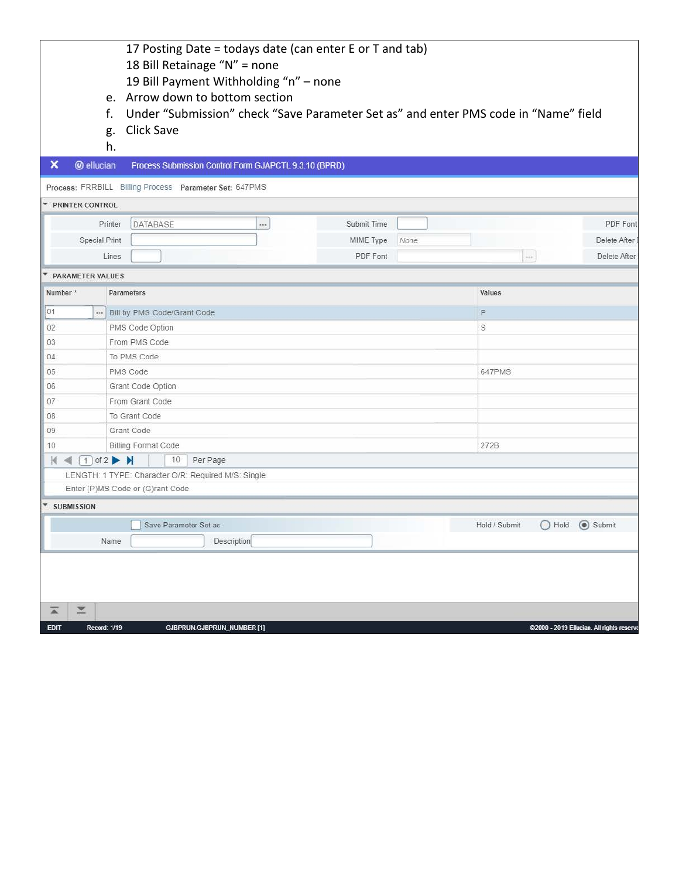17 Posting Date = todays date (can enter E or T and tab)

18 Bill Retainage “N” = none

19 Bill Payment Withholding “n” – none

e. Arrow down to bottom section
f. Under “Submission” check “Save Parameter Set as” and enter PMS code in “Name” field
g. Click Save
h.

**Process Submission Control Form GJAPCTL 9.3.10 (BPRD)**

Process: FRRBILL Billing Process Parameter Set: 647PMS

**PRINTER CONTROL**

| | | | | |
|---|---|---|---|---|
| Printer | DATABASE | Submit Time | | PDF Font |
| Special Print | | MIME Type | None | Delete After |
| Lines | | PDF Font | | Delete After |

**PARAMETER VALUES**

| Number * | Parameters | Values |
|---|---|---|
| 01 | Bill by PMS Code/Grant Code | P |
| 02 | PMS Code Option | S |
| 03 | From PMS Code | |
| 04 | To PMS Code | |
| 05 | PMS Code | 647PMS |
| 06 | Grant Code Option | |
| 07 | From Grant Code | |
| 08 | To Grant Code | |
| 09 | Grant Code | |
| 10 | Billing Format Code | 272B |

1 of 2 — 10 Per Page

LENGTH: 1 TYPE: Character O/R: Required M/S: Single

Enter (P)MS Code or (G)rant Code

**SUBMISSION**

Save Parameter Set as — Hold / Submit: Hold / Submit (selected)

Name — Description

EDIT Record: 1/19 GJBPRUN.GJBPRUN_NUMBER [1]

©2000 - 2019 Ellucian. All rights reserved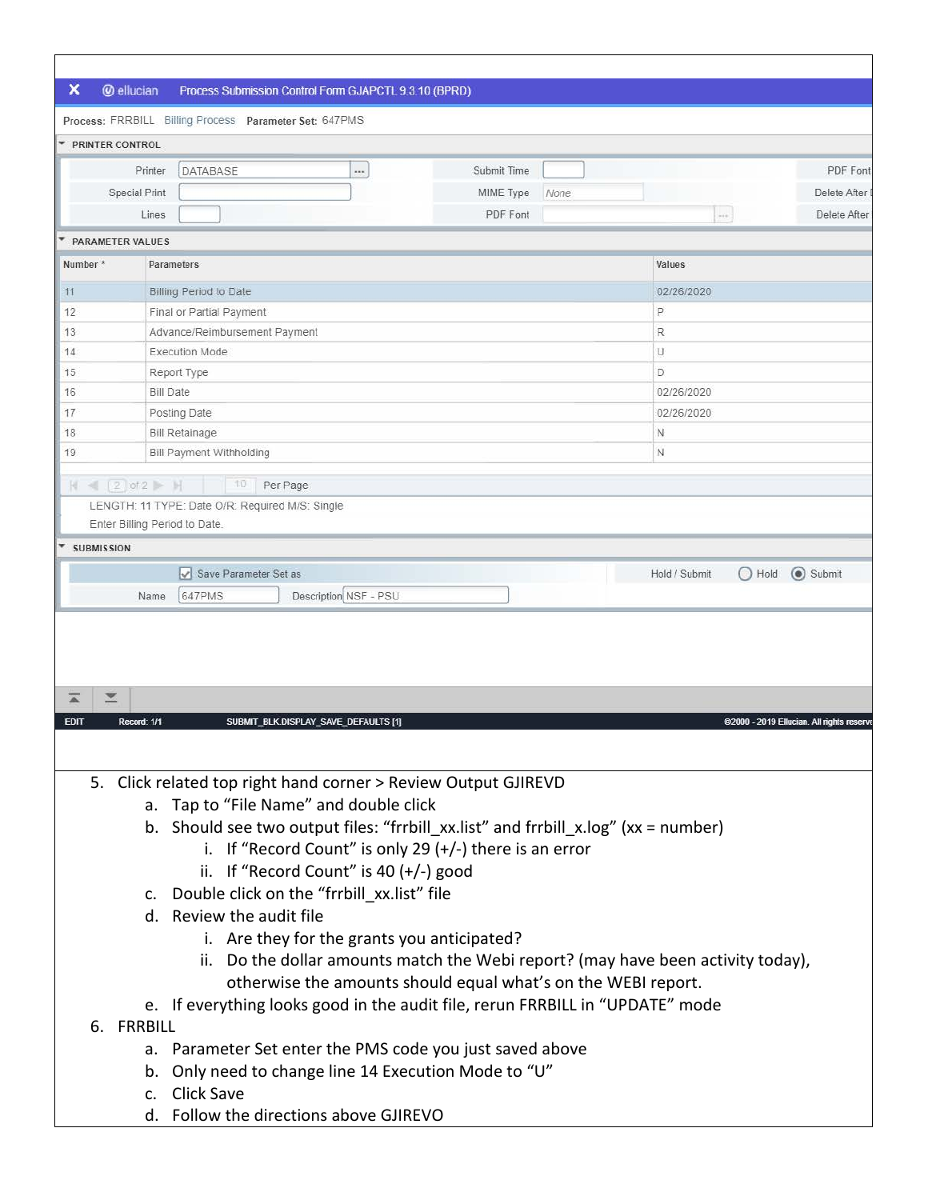X ellucian Process Submission Control Form GJAPCTL 9.3.10 (BPRD)

Process: FRRBILL Billing Process Parameter Set: 647PMS

**PRINTER CONTROL**

| | | | | | |
|---|---|---|---|---|---|
| Printer | DATABASE | Submit Time | | PDF Font | |
| Special Print | | MIME Type | None | Delete After | |
| Lines | | PDF Font | | Delete After | |

**PARAMETER VALUES**

| Number * | Parameters | Values |
|---|---|---|
| 11 | Billing Period to Date | 02/26/2020 |
| 12 | Final or Partial Payment | P |
| 13 | Advance/Reimbursement Payment | R |
| 14 | Execution Mode | U |
| 15 | Report Type | D |
| 16 | Bill Date | 02/26/2020 |
| 17 | Posting Date | 02/26/2020 |
| 18 | Bill Retainage | N |
| 19 | Bill Payment Withholding | N |

2 of 2 10 Per Page

LENGTH: 11 TYPE: Date O/R: Required M/S: Single

Enter Billing Period to Date.

**SUBMISSION**

☑ Save Parameter Set as Hold / Submit ○ Hold ◉ Submit

Name 647PMS Description NSF - PSU

EDIT Record: 1/1 SUBMIT_BLK.DISPLAY_SAVE_DEFAULTS [1] ©2000 - 2019 Ellucian. All rights reserved

5. Click related top right hand corner > Review Output GJIREVD
   a. Tap to "File Name" and double click
   b. Should see two output files: "frrbill_xx.list" and frrbill_x.log" (xx = number)
      i. If "Record Count" is only 29 (+/-) there is an error
      ii. If "Record Count" is 40 (+/-) good
   c. Double click on the "frrbill_xx.list" file
   d. Review the audit file
      i. Are they for the grants you anticipated?
      ii. Do the dollar amounts match the Webi report? (may have been activity today), otherwise the amounts should equal what's on the WEBI report.
   e. If everything looks good in the audit file, rerun FRRBILL in "UPDATE" mode
6. FRRBILL
   a. Parameter Set enter the PMS code you just saved above
   b. Only need to change line 14 Execution Mode to "U"
   c. Click Save
   d. Follow the directions above GJIREVO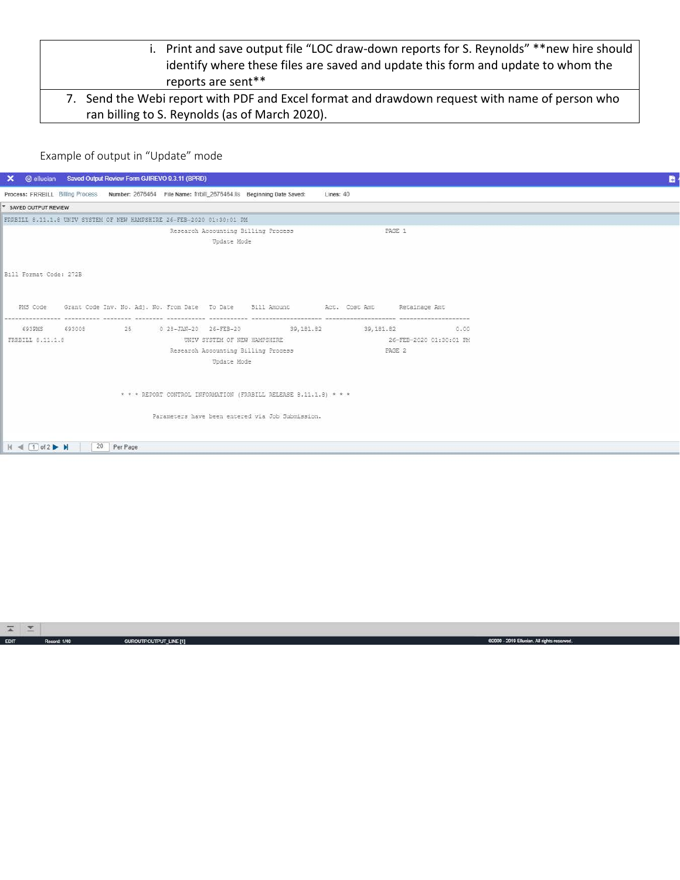| |
|---|
| i. Print and save output file "LOC draw-down reports for S. Reynolds" **new hire should identify where these files are saved and update this form and update to whom the reports are sent** |
| 7. Send the Webi report with PDF and Excel format and drawdown request with name of person who ran billing to S. Reynolds (as of March 2020). |

Example of output in "Update" mode

Saved Output Review Form GJIREVO 9.3.11 (BPRD)

Process: FRRBILL Billing Process Number: 2676464 File Name: frrbill_2676464.lis Beginning Date Saved: Lines: 40

SAVED OUTPUT REVIEW

```
FRRBILL 8.11.1.8 UNIV SYSTEM OF NEW HAMPSHIRE 26-FEB-2020 01:30:01 PM
                              Research Accounting Billing Process                PAGE 1
                                      Update Mode

Bill Format Code: 272B

   PMS Code     Grant Code Inv. No. Adj. No. From Date   To Date     Bill Amount         Act. Cost Amt       Retainage Amt
---------------- ---------- -------- -------- ----------- ----------- -------------------- -------------------- --------------------
    693PMS      693008          25        0 28-JAN-20   26-FEB-20          39,181.82           39,181.82                0.00
 FRRBILL 8.11.1.8                    UNIV SYSTEM OF NEW HAMPSHIRE                   26-FEB-2020 01:30:01 PM
                              Research Accounting Billing Process                PAGE 2
                                      Update Mode

                      * * * REPORT CONTROL INFORMATION (FRRBILL RELEASE 8.11.1.8) * * *

                            Parameters have been entered via Job Submission.
```

1 of 2 | 20 Per Page

EDIT | Record: 1/40 | GUROUTP.OUTPUT_LINE [1] | ©2000 - 2018 Ellucian. All rights reserved.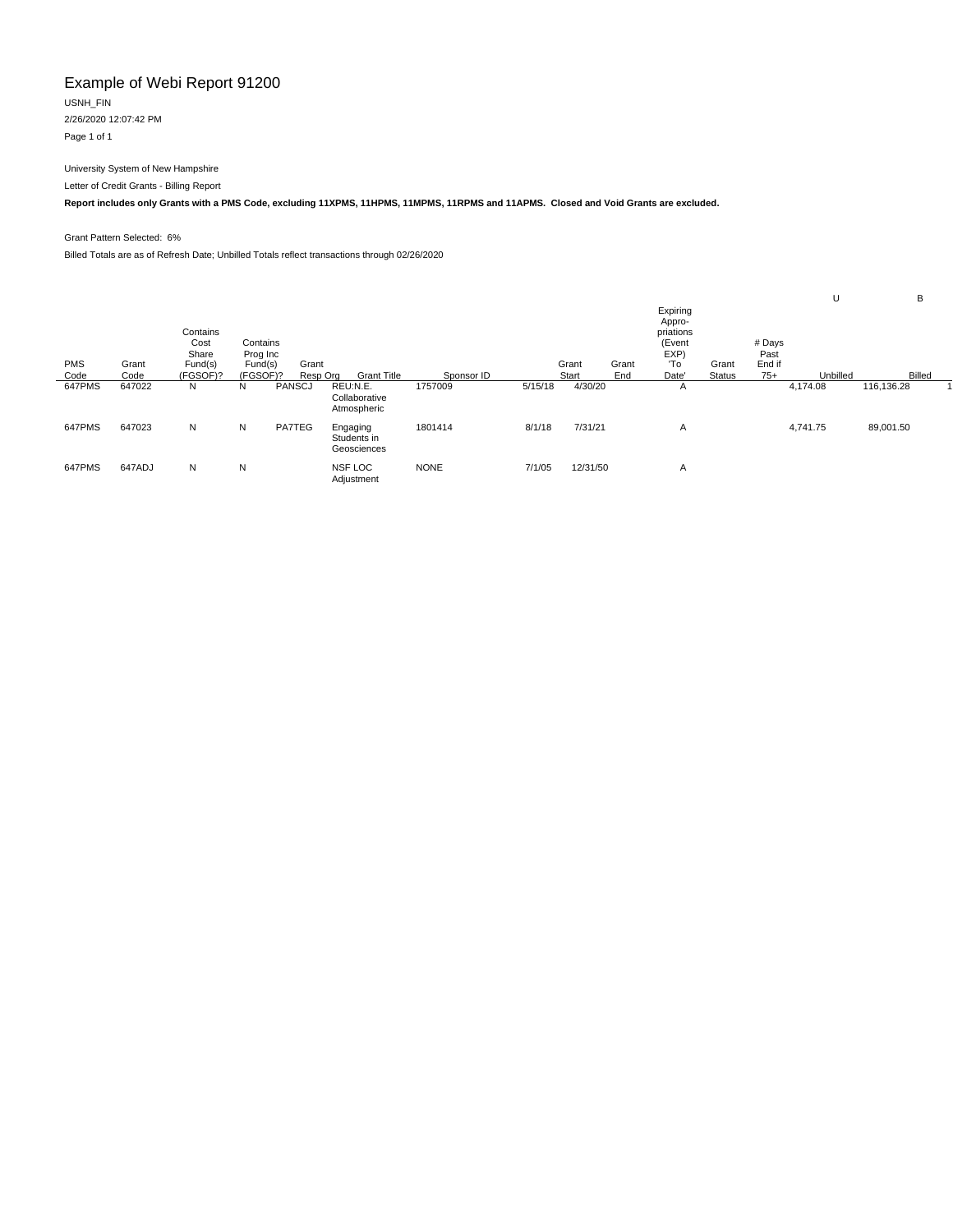# Example of Webi Report 91200

USNH_FIN

2/26/2020 12:07:42 PM

University System of New Hampshire

Letter of Credit Grants - Billing Report

**Report includes only Grants with a PMS Code, excluding 11XPMS, 11HPMS, 11MPMS, 11RPMS and 11APMS. Closed and Void Grants are excluded.**

Grant Pattern Selected: 6%

Billed Totals are as of Refresh Date; Unbilled Totals reflect transactions through 02/26/2020

| | | | | | | | | | | | | U | B | |
|---|---|---|---|---|---|---|---|---|---|---|---|---|---|---|
| PMS Code | Grant Code | Contains Cost Share Fund(s) (FGSOF)? | Contains Prog Inc Fund(s) (FGSOF)? | Grant Resp Org | Grant Title | Sponsor ID | Grant Start | Grant End | Expiring Appro-priations (Event EXP) 'To Date' | Grant Status | # Days Past End if 75+ | Unbilled | Billed | |
| 647PMS | 647022 | N | N | PANSCJ | REU:N.E. Collaborative Atmospheric | 1757009 | 5/15/18 | 4/30/20 | | A | | 4,174.08 | 116,136.28 | 1 |
| 647PMS | 647023 | N | N | PA7TEG | Engaging Students in Geosciences | 1801414 | 8/1/18 | 7/31/21 | | A | | 4,741.75 | 89,001.50 | |
| 647PMS | 647ADJ | N | N | | NSF LOC Adjustment | NONE | 7/1/05 | 12/31/50 | | A | | | | |